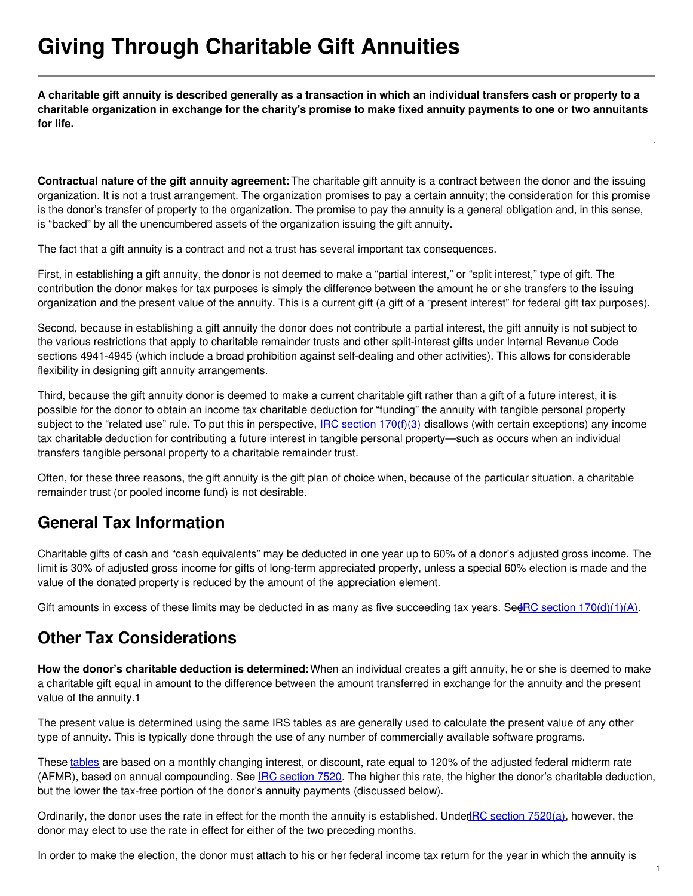# Giving Through Charitable Gift Annuities

**A charitable gift annuity is described generally as a transaction in which an individual transfers cash or property to a charitable organization in exchange for the charity's promise to make fixed annuity payments to one or two annuitants for life.**

**Contractual nature of the gift annuity agreement:** The charitable gift annuity is a contract between the donor and the issuing organization. It is not a trust arrangement. The organization promises to pay a certain annuity; the consideration for this promise is the donor's transfer of property to the organization. The promise to pay the annuity is a general obligation and, in this sense, is "backed" by all the unencumbered assets of the organization issuing the gift annuity.

The fact that a gift annuity is a contract and not a trust has several important tax consequences.

First, in establishing a gift annuity, the donor is not deemed to make a "partial interest," or "split interest," type of gift. The contribution the donor makes for tax purposes is simply the difference between the amount he or she transfers to the issuing organization and the present value of the annuity. This is a current gift (a gift of a "present interest" for federal gift tax purposes).

Second, because in establishing a gift annuity the donor does not contribute a partial interest, the gift annuity is not subject to the various restrictions that apply to charitable remainder trusts and other split-interest gifts under Internal Revenue Code sections 4941-4945 (which include a broad prohibition against self-dealing and other activities). This allows for considerable flexibility in designing gift annuity arrangements.

Third, because the gift annuity donor is deemed to make a current charitable gift rather than a gift of a future interest, it is possible for the donor to obtain an income tax charitable deduction for "funding" the annuity with tangible personal property subject to the "related use" rule. To put this in perspective, IRC section 170(f)(3) disallows (with certain exceptions) any income tax charitable deduction for contributing a future interest in tangible personal property—such as occurs when an individual transfers tangible personal property to a charitable remainder trust.

Often, for these three reasons, the gift annuity is the gift plan of choice when, because of the particular situation, a charitable remainder trust (or pooled income fund) is not desirable.

## General Tax Information

Charitable gifts of cash and "cash equivalents" may be deducted in one year up to 60% of a donor's adjusted gross income. The limit is 30% of adjusted gross income for gifts of long-term appreciated property, unless a special 60% election is made and the value of the donated property is reduced by the amount of the appreciation element.

Gift amounts in excess of these limits may be deducted in as many as five succeeding tax years. See IRC section 170(d)(1)(A).

## Other Tax Considerations

**How the donor's charitable deduction is determined:** When an individual creates a gift annuity, he or she is deemed to make a charitable gift equal in amount to the difference between the amount transferred in exchange for the annuity and the present value of the annuity.1

The present value is determined using the same IRS tables as are generally used to calculate the present value of any other type of annuity. This is typically done through the use of any number of commercially available software programs.

These tables are based on a monthly changing interest, or discount, rate equal to 120% of the adjusted federal midterm rate (AFMR), based on annual compounding. See IRC section 7520. The higher this rate, the higher the donor's charitable deduction, but the lower the tax-free portion of the donor's annuity payments (discussed below).

Ordinarily, the donor uses the rate in effect for the month the annuity is established. Under IRC section 7520(a), however, the donor may elect to use the rate in effect for either of the two preceding months.

In order to make the election, the donor must attach to his or her federal income tax return for the year in which the annuity is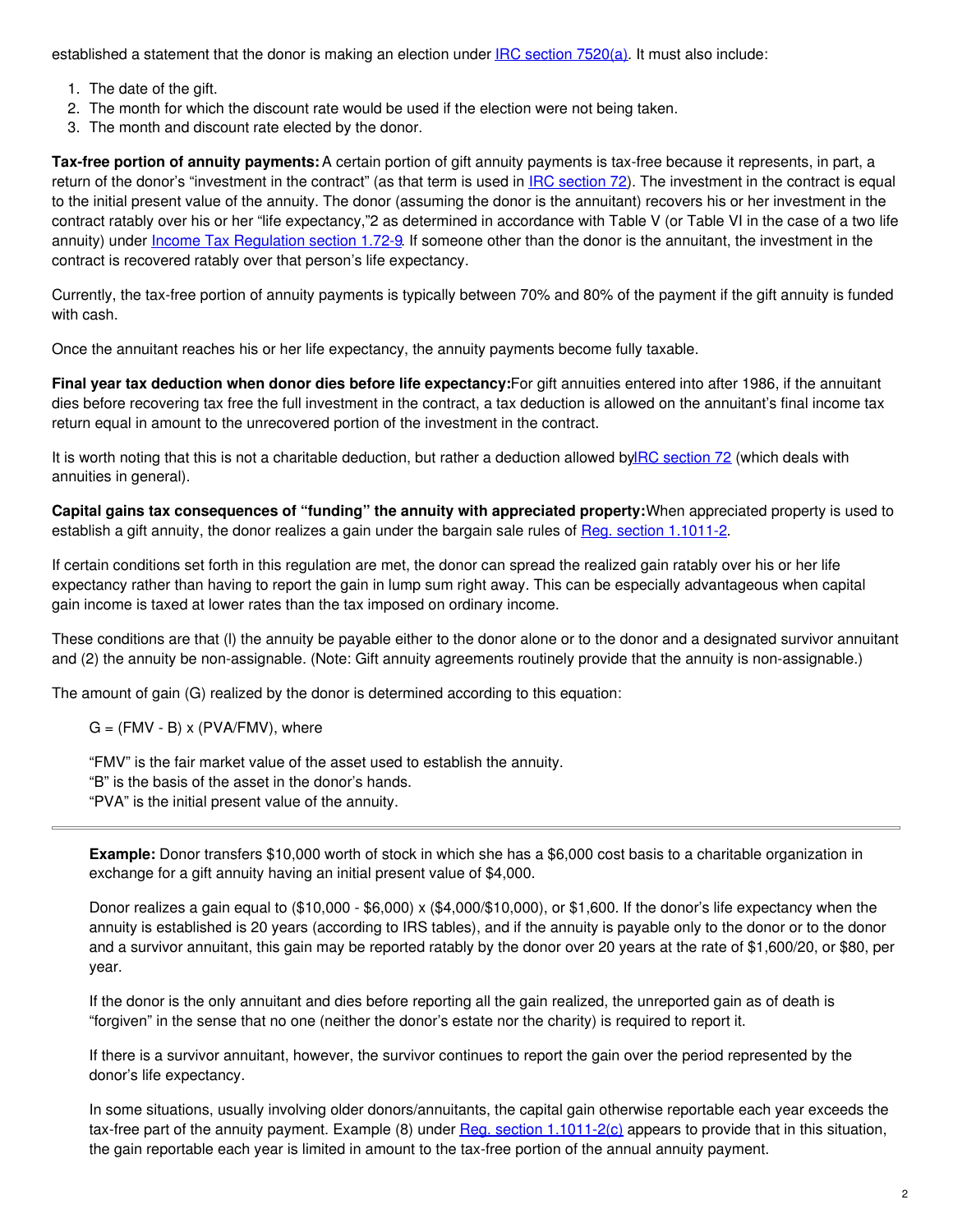established a statement that the donor is making an election under IRC section 7520(a). It must also include:

1. The date of the gift.
2. The month for which the discount rate would be used if the election were not being taken.
3. The month and discount rate elected by the donor.

**Tax-free portion of annuity payments:** A certain portion of gift annuity payments is tax-free because it represents, in part, a return of the donor's "investment in the contract" (as that term is used in IRC section 72). The investment in the contract is equal to the initial present value of the annuity. The donor (assuming the donor is the annuitant) recovers his or her investment in the contract ratably over his or her "life expectancy,"2 as determined in accordance with Table V (or Table VI in the case of a two life annuity) under Income Tax Regulation section 1.72-9. If someone other than the donor is the annuitant, the investment in the contract is recovered ratably over that person's life expectancy.

Currently, the tax-free portion of annuity payments is typically between 70% and 80% of the payment if the gift annuity is funded with cash.

Once the annuitant reaches his or her life expectancy, the annuity payments become fully taxable.

**Final year tax deduction when donor dies before life expectancy:** For gift annuities entered into after 1986, if the annuitant dies before recovering tax free the full investment in the contract, a tax deduction is allowed on the annuitant's final income tax return equal in amount to the unrecovered portion of the investment in the contract.

It is worth noting that this is not a charitable deduction, but rather a deduction allowed by IRC section 72 (which deals with annuities in general).

**Capital gains tax consequences of "funding" the annuity with appreciated property:** When appreciated property is used to establish a gift annuity, the donor realizes a gain under the bargain sale rules of Reg. section 1.1011-2.

If certain conditions set forth in this regulation are met, the donor can spread the realized gain ratably over his or her life expectancy rather than having to report the gain in lump sum right away. This can be especially advantageous when capital gain income is taxed at lower rates than the tax imposed on ordinary income.

These conditions are that (l) the annuity be payable either to the donor alone or to the donor and a designated survivor annuitant and (2) the annuity be non-assignable. (Note: Gift annuity agreements routinely provide that the annuity is non-assignable.)

The amount of gain (G) realized by the donor is determined according to this equation:

$G = (FMV - B) \times (PVA/FMV)$, where

"FMV" is the fair market value of the asset used to establish the annuity.
"B" is the basis of the asset in the donor's hands.
"PVA" is the initial present value of the annuity.

---

**Example:** Donor transfers $10,000 worth of stock in which she has a $6,000 cost basis to a charitable organization in exchange for a gift annuity having an initial present value of $4,000.

Donor realizes a gain equal to ($10,000 - $6,000) x ($4,000/$10,000), or $1,600. If the donor's life expectancy when the annuity is established is 20 years (according to IRS tables), and if the annuity is payable only to the donor or to the donor and a survivor annuitant, this gain may be reported ratably by the donor over 20 years at the rate of $1,600/20, or $80, per year.

If the donor is the only annuitant and dies before reporting all the gain realized, the unreported gain as of death is "forgiven" in the sense that no one (neither the donor's estate nor the charity) is required to report it.

If there is a survivor annuitant, however, the survivor continues to report the gain over the period represented by the donor's life expectancy.

In some situations, usually involving older donors/annuitants, the capital gain otherwise reportable each year exceeds the tax-free part of the annuity payment. Example (8) under Reg. section 1.1011-2(c) appears to provide that in this situation, the gain reportable each year is limited in amount to the tax-free portion of the annual annuity payment.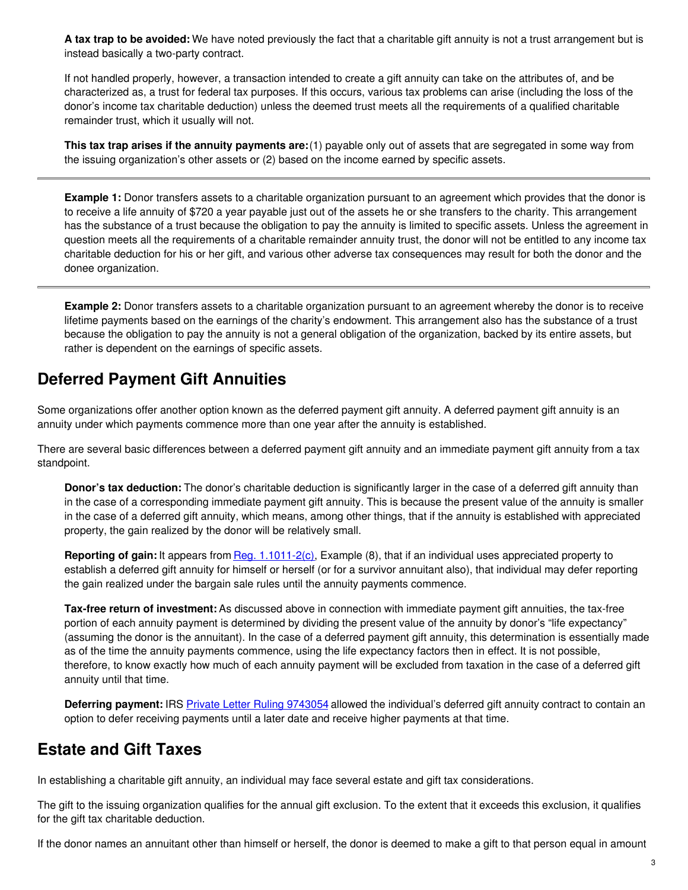**A tax trap to be avoided:** We have noted previously the fact that a charitable gift annuity is not a trust arrangement but is instead basically a two-party contract.

If not handled properly, however, a transaction intended to create a gift annuity can take on the attributes of, and be characterized as, a trust for federal tax purposes. If this occurs, various tax problems can arise (including the loss of the donor's income tax charitable deduction) unless the deemed trust meets all the requirements of a qualified charitable remainder trust, which it usually will not.

**This tax trap arises if the annuity payments are:** (1) payable only out of assets that are segregated in some way from the issuing organization's other assets or (2) based on the income earned by specific assets.

---

**Example 1:** Donor transfers assets to a charitable organization pursuant to an agreement which provides that the donor is to receive a life annuity of $720 a year payable just out of the assets he or she transfers to the charity. This arrangement has the substance of a trust because the obligation to pay the annuity is limited to specific assets. Unless the agreement in question meets all the requirements of a charitable remainder annuity trust, the donor will not be entitled to any income tax charitable deduction for his or her gift, and various other adverse tax consequences may result for both the donor and the donee organization.

---

**Example 2:** Donor transfers assets to a charitable organization pursuant to an agreement whereby the donor is to receive lifetime payments based on the earnings of the charity's endowment. This arrangement also has the substance of a trust because the obligation to pay the annuity is not a general obligation of the organization, backed by its entire assets, but rather is dependent on the earnings of specific assets.

## Deferred Payment Gift Annuities

Some organizations offer another option known as the deferred payment gift annuity. A deferred payment gift annuity is an annuity under which payments commence more than one year after the annuity is established.

There are several basic differences between a deferred payment gift annuity and an immediate payment gift annuity from a tax standpoint.

**Donor's tax deduction:** The donor's charitable deduction is significantly larger in the case of a deferred gift annuity than in the case of a corresponding immediate payment gift annuity. This is because the present value of the annuity is smaller in the case of a deferred gift annuity, which means, among other things, that if the annuity is established with appreciated property, the gain realized by the donor will be relatively small.

**Reporting of gain:** It appears from [Reg. 1.1011-2(c)](), Example (8), that if an individual uses appreciated property to establish a deferred gift annuity for himself or herself (or for a survivor annuitant also), that individual may defer reporting the gain realized under the bargain sale rules until the annuity payments commence.

**Tax-free return of investment:** As discussed above in connection with immediate payment gift annuities, the tax-free portion of each annuity payment is determined by dividing the present value of the annuity by donor's "life expectancy" (assuming the donor is the annuitant). In the case of a deferred payment gift annuity, this determination is essentially made as of the time the annuity payments commence, using the life expectancy factors then in effect. It is not possible, therefore, to know exactly how much of each annuity payment will be excluded from taxation in the case of a deferred gift annuity until that time.

**Deferring payment:** IRS [Private Letter Ruling 9743054]() allowed the individual's deferred gift annuity contract to contain an option to defer receiving payments until a later date and receive higher payments at that time.

## Estate and Gift Taxes

In establishing a charitable gift annuity, an individual may face several estate and gift tax considerations.

The gift to the issuing organization qualifies for the annual gift exclusion. To the extent that it exceeds this exclusion, it qualifies for the gift tax charitable deduction.

If the donor names an annuitant other than himself or herself, the donor is deemed to make a gift to that person equal in amount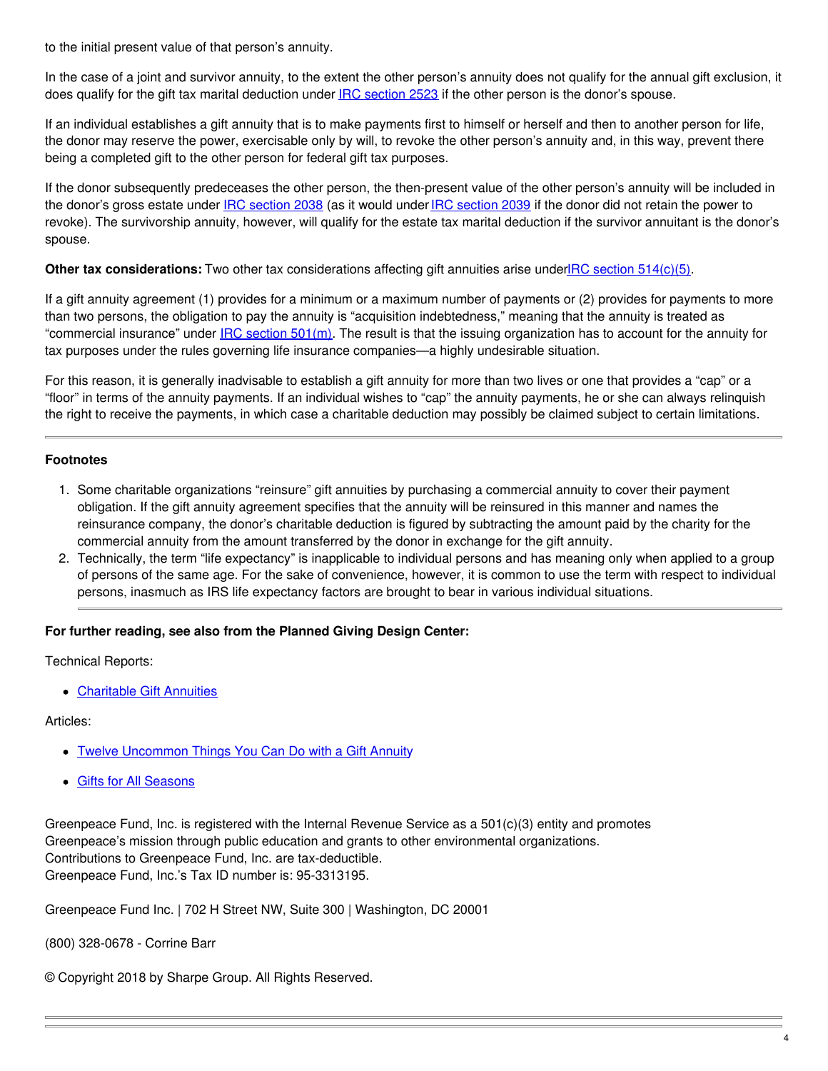to the initial present value of that person's annuity.

In the case of a joint and survivor annuity, to the extent the other person's annuity does not qualify for the annual gift exclusion, it does qualify for the gift tax marital deduction under IRC section 2523 if the other person is the donor's spouse.

If an individual establishes a gift annuity that is to make payments first to himself or herself and then to another person for life, the donor may reserve the power, exercisable only by will, to revoke the other person's annuity and, in this way, prevent there being a completed gift to the other person for federal gift tax purposes.

If the donor subsequently predeceases the other person, the then-present value of the other person's annuity will be included in the donor's gross estate under IRC section 2038 (as it would under IRC section 2039 if the donor did not retain the power to revoke). The survivorship annuity, however, will qualify for the estate tax marital deduction if the survivor annuitant is the donor's spouse.

**Other tax considerations:** Two other tax considerations affecting gift annuities arise under IRC section 514(c)(5).

If a gift annuity agreement (1) provides for a minimum or a maximum number of payments or (2) provides for payments to more than two persons, the obligation to pay the annuity is "acquisition indebtedness," meaning that the annuity is treated as "commercial insurance" under IRC section 501(m). The result is that the issuing organization has to account for the annuity for tax purposes under the rules governing life insurance companies—a highly undesirable situation.

For this reason, it is generally inadvisable to establish a gift annuity for more than two lives or one that provides a "cap" or a "floor" in terms of the annuity payments. If an individual wishes to "cap" the annuity payments, he or she can always relinquish the right to receive the payments, in which case a charitable deduction may possibly be claimed subject to certain limitations.

---

**Footnotes**

1. Some charitable organizations "reinsure" gift annuities by purchasing a commercial annuity to cover their payment obligation. If the gift annuity agreement specifies that the annuity will be reinsured in this manner and names the reinsurance company, the donor's charitable deduction is figured by subtracting the amount paid by the charity for the commercial annuity from the amount transferred by the donor in exchange for the gift annuity.
2. Technically, the term "life expectancy" is inapplicable to individual persons and has meaning only when applied to a group of persons of the same age. For the sake of convenience, however, it is common to use the term with respect to individual persons, inasmuch as IRS life expectancy factors are brought to bear in various individual situations.

---

**For further reading, see also from the Planned Giving Design Center:**

Technical Reports:

- Charitable Gift Annuities

Articles:

- Twelve Uncommon Things You Can Do with a Gift Annuity
- Gifts for All Seasons

Greenpeace Fund, Inc. is registered with the Internal Revenue Service as a 501(c)(3) entity and promotes Greenpeace's mission through public education and grants to other environmental organizations.
Contributions to Greenpeace Fund, Inc. are tax-deductible.
Greenpeace Fund, Inc.'s Tax ID number is: 95-3313195.

Greenpeace Fund Inc. | 702 H Street NW, Suite 300 | Washington, DC 20001

(800) 328-0678 - Corrine Barr

© Copyright 2018 by Sharpe Group. All Rights Reserved.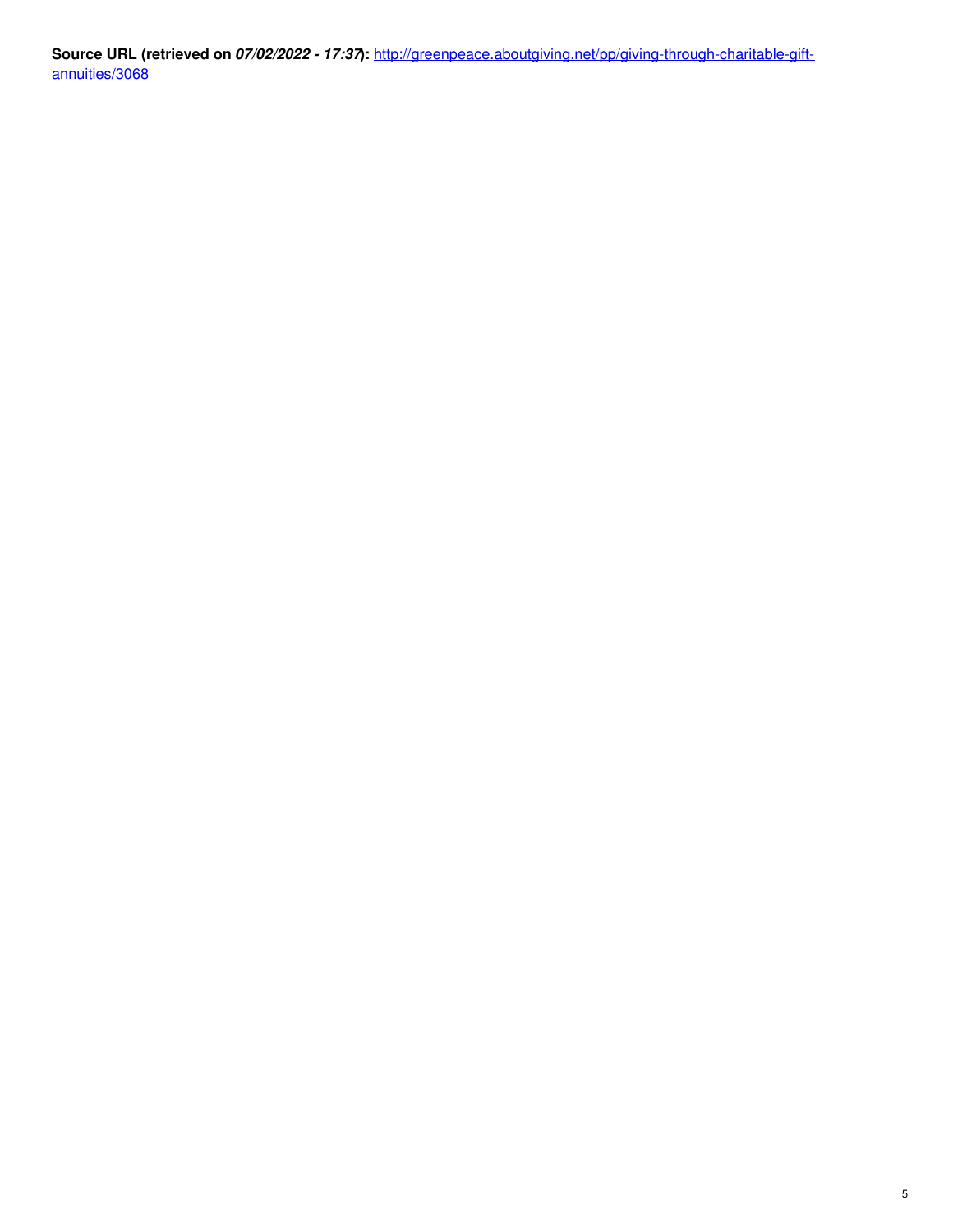**Source URL (retrieved on *07/02/2022 - 17:37*):** http://greenpeace.aboutgiving.net/pp/giving-through-charitable-gift-annuities/3068